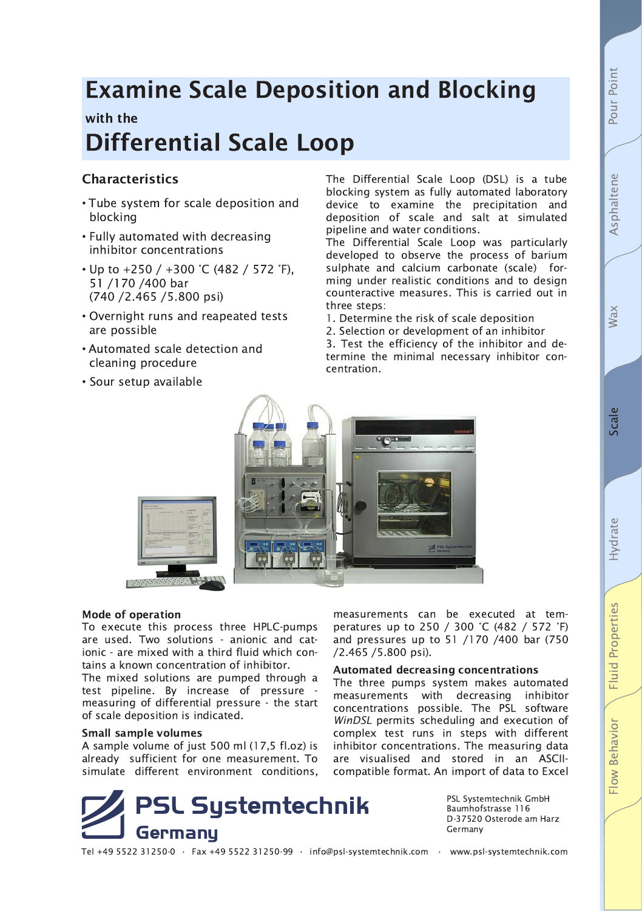# Examine Scale Deposition and Blocking

with the

# Differential Scale Loop

## Characteristics

- Tube system for scale deposition and blocking
- Fully automated with decreasing inhibitor concentrations
- Up to +250 / +300 ˚C (482 / 572 ˚F), 51 /170 /400 bar (740 /2.465 /5.800 psi)
- Overnight runs and reapeated tests are possible
- Automated scale detection and cleaning procedure
- Sour setup available

The Differential Scale Loop (DSL) is a tube blocking system as fully automated laboratory device to examine the precipitation and deposition of scale and salt at simulated pipeline and water conditions.

The Differential Scale Loop was particularly developed to observe the process of barium sulphate and calcium carbonate (scale) forming under realistic conditions and to design counteractive measures. This is carried out in three steps:

1. Determine the risk of scale deposition
2. Selection or development of an inhibitor
3. Test the efficiency of the inhibitor and determine the minimal necessary inhibitor concentration.

### Mode of operation

To execute this process three HPLC-pumps are used. Two solutions - anionic and cationic - are mixed with a third fluid which contains a known concentration of inhibitor.

The mixed solutions are pumped through a test pipeline. By increase of pressure - measuring of differential pressure - the start of scale deposition is indicated.

### Small sample volumes

A sample volume of just 500 ml (17,5 fl.oz) is already sufficient for one measurement. To simulate different environment conditions, measurements can be executed at temperatures up to 250 / 300 ˚C (482 / 572 ˚F) and pressures up to 51 /170 /400 bar (750 /2.465 /5.800 psi).

### Automated decreasing concentrations

The three pumps system makes automated measurements with decreasing inhibitor concentrations possible. The PSL software *WinDSL* permits scheduling and execution of complex test runs in steps with different inhibitor concentrations. The measuring data are visualised and stored in an ASCII-compatible format. An import of data to Excel

PSL Systemtechnik Germany

PSL Systemtechnik GmbH
Baumhofstrasse 116
D-37520 Osterode am Harz
Germany

Tel +49 5522 31250-0 · Fax +49 5522 31250-99 · info@psl-systemtechnik.com · www.psl-systemtechnik.com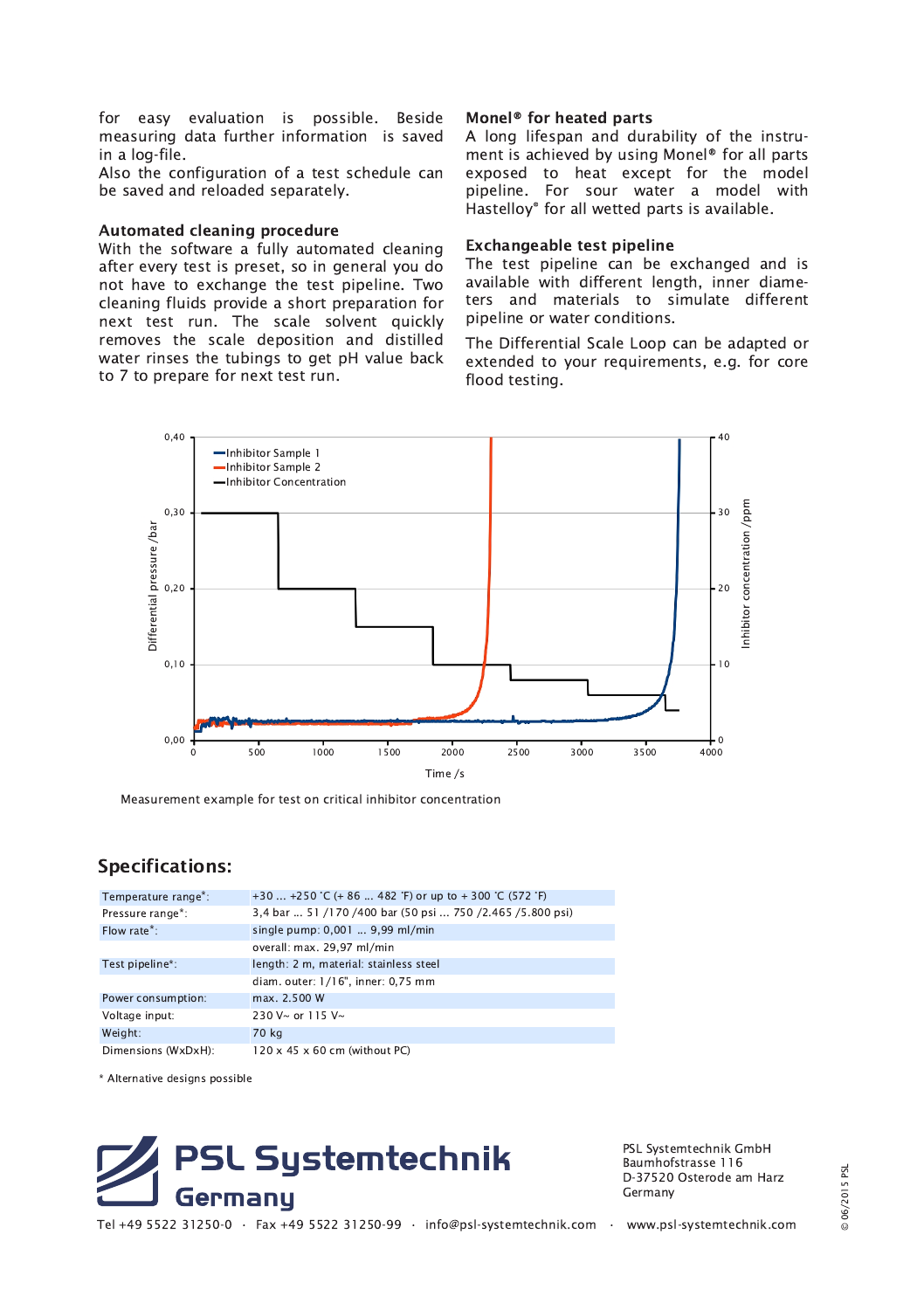for easy evaluation is possible. Beside measuring data further information is saved in a log-file.
Also the configuration of a test schedule can be saved and reloaded separately.

### Automated cleaning procedure

With the software a fully automated cleaning after every test is preset, so in general you do not have to exchange the test pipeline. Two cleaning fluids provide a short preparation for next test run. The scale solvent quickly removes the scale deposition and distilled water rinses the tubings to get pH value back to 7 to prepare for next test run.

### Monel® for heated parts

A long lifespan and durability of the instrument is achieved by using Monel® for all parts exposed to heat except for the model pipeline. For sour water a model with Hastelloy® for all wetted parts is available.

### Exchangeable test pipeline

The test pipeline can be exchanged and is available with different length, inner diameters and materials to simulate different pipeline or water conditions.

The Differential Scale Loop can be adapted or extended to your requirements, e.g. for core flood testing.

Inhibitor Sample 1
Inhibitor Sample 2
Inhibitor Concentration

Differential pressure /bar
0,00
0,10
0,20
0,30
0,40

Inhibitor concentration /ppm
0
10
20
30
40

Time /s
0
500
1000
1500
2000
2500
3000
3500
4000

Measurement example for test on critical inhibitor concentration

## Specifications:

| | |
|---|---|
| Temperature range*: | +30 ... +250 °C (+ 86 ... 482 °F) or up to + 300 °C (572 °F) |
| Pressure range*: | 3,4 bar ... 51 /170 /400 bar (50 psi ... 750 /2.465 /5.800 psi) |
| Flow rate*: | single pump: 0,001 ... 9,99 ml/min |
| | overall: max. 29,97 ml/min |
| Test pipeline*: | length: 2 m, material: stainless steel |
| | diam. outer: 1/16", inner: 0,75 mm |
| Power consumption: | max. 2.500 W |
| Voltage input: | 230 V~ or 115 V~ |
| Weight: | 70 kg |
| Dimensions (WxDxH): | 120 x 45 x 60 cm (without PC) |

* Alternative designs possible

**PSL Systemtechnik Germany**

PSL Systemtechnik GmbH
Baumhofstrasse 116
D-37520 Osterode am Harz
Germany

Tel +49 5522 31250-0 · Fax +49 5522 31250-99 · info@psl-systemtechnik.com · www.psl-systemtechnik.com

© 06/2015 PSL